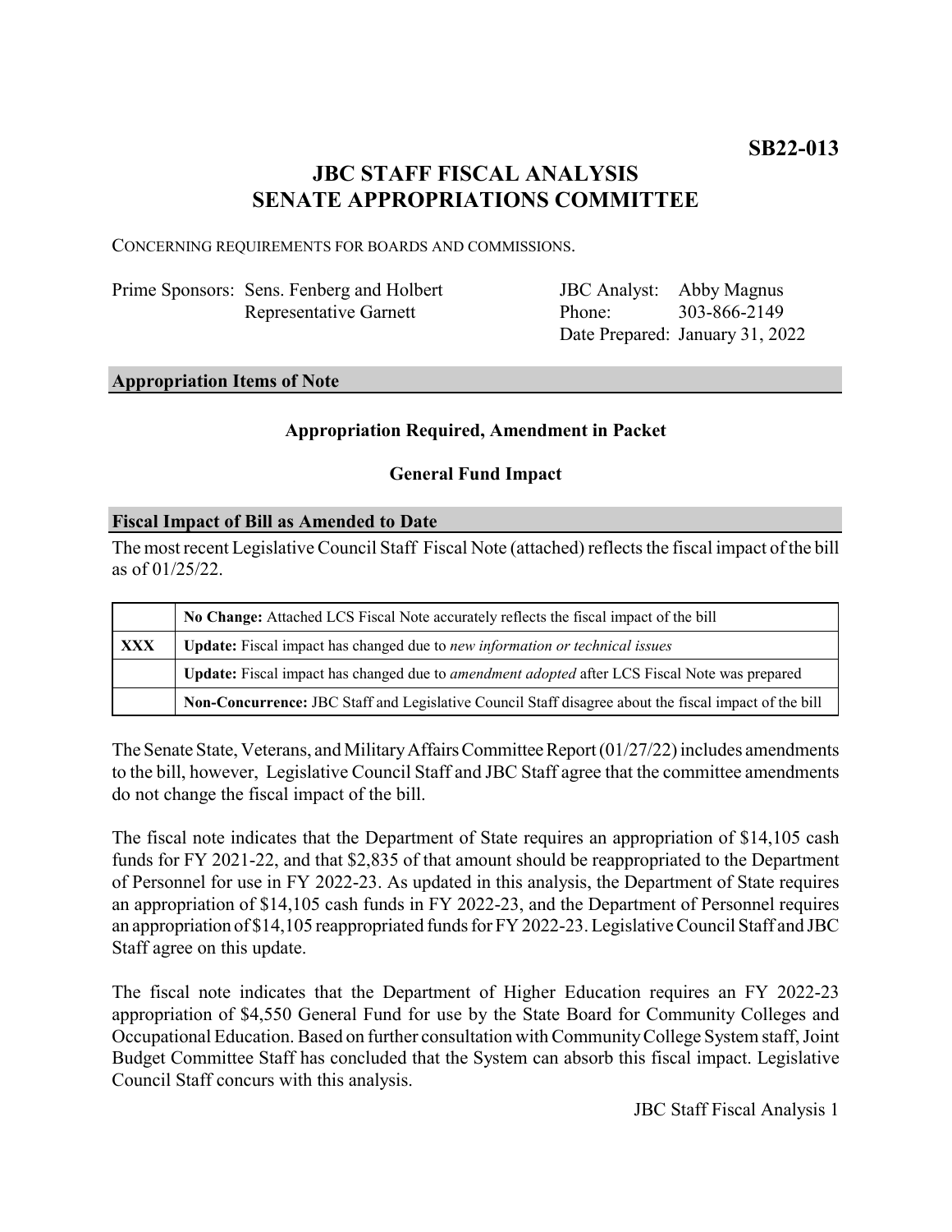**SB22-013**

# JBC STAFF FISCAL ANALYSIS
# SENATE APPROPRIATIONS COMMITTEE

CONCERNING REQUIREMENTS FOR BOARDS AND COMMISSIONS.

| | | | |
|---|---|---|---|
| Prime Sponsors: | Sens. Fenberg and Holbert<br>Representative Garnett | JBC Analyst:<br>Phone:<br>Date Prepared: | Abby Magnus<br>303-866-2149<br>January 31, 2022 |

## Appropriation Items of Note

**Appropriation Required, Amendment in Packet**

**General Fund Impact**

## Fiscal Impact of Bill as Amended to Date

The most recent Legislative Council Staff Fiscal Note (attached) reflects the fiscal impact of the bill as of 01/25/22.

| | |
|---|---|
| | **No Change:** Attached LCS Fiscal Note accurately reflects the fiscal impact of the bill |
| **XXX** | **Update:** Fiscal impact has changed due to *new information or technical issues* |
| | **Update:** Fiscal impact has changed due to *amendment adopted* after LCS Fiscal Note was prepared |
| | **Non-Concurrence:** JBC Staff and Legislative Council Staff disagree about the fiscal impact of the bill |

The Senate State, Veterans, and Military Affairs Committee Report (01/27/22) includes amendments to the bill, however, Legislative Council Staff and JBC Staff agree that the committee amendments do not change the fiscal impact of the bill.

The fiscal note indicates that the Department of State requires an appropriation of $14,105 cash funds for FY 2021-22, and that $2,835 of that amount should be reappropriated to the Department of Personnel for use in FY 2022-23. As updated in this analysis, the Department of State requires an appropriation of $14,105 cash funds in FY 2022-23, and the Department of Personnel requires an appropriation of $14,105 reappropriated funds for FY 2022-23. Legislative Council Staff and JBC Staff agree on this update.

The fiscal note indicates that the Department of Higher Education requires an FY 2022-23 appropriation of $4,550 General Fund for use by the State Board for Community Colleges and Occupational Education. Based on further consultation with Community College System staff, Joint Budget Committee Staff has concluded that the System can absorb this fiscal impact. Legislative Council Staff concurs with this analysis.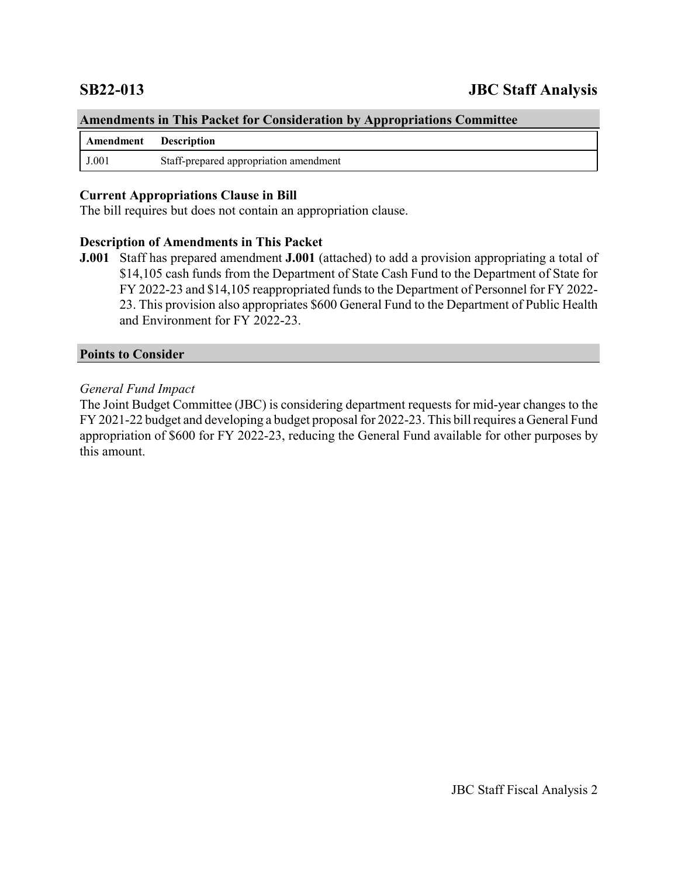# SB22-013 JBC Staff Analysis

## Amendments in This Packet for Consideration by Appropriations Committee

| Amendment | Description |
|---|---|
| J.001 | Staff-prepared appropriation amendment |

### Current Appropriations Clause in Bill

The bill requires but does not contain an appropriation clause.

### Description of Amendments in This Packet

**J.001** Staff has prepared amendment **J.001** (attached) to add a provision appropriating a total of $14,105 cash funds from the Department of State Cash Fund to the Department of State for FY 2022-23 and $14,105 reappropriated funds to the Department of Personnel for FY 2022-23. This provision also appropriates $600 General Fund to the Department of Public Health and Environment for FY 2022-23.

## Points to Consider

*General Fund Impact*

The Joint Budget Committee (JBC) is considering department requests for mid-year changes to the FY 2021-22 budget and developing a budget proposal for 2022-23. This bill requires a General Fund appropriation of $600 for FY 2022-23, reducing the General Fund available for other purposes by this amount.